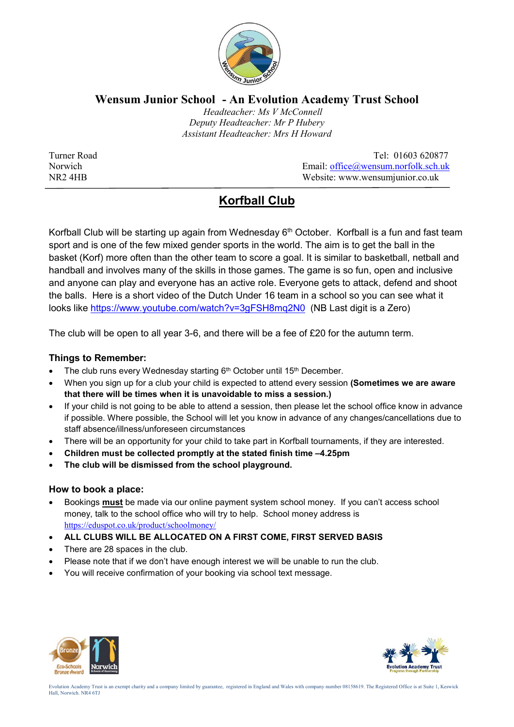# Wensum Junior School - An Evolution Academy Trust School

*Headteacher: Ms V McConnell*
*Deputy Headteacher: Mr P Hubery*
*Assistant Headteacher: Mrs H Howard*

Turner Road
Norwich
NR2 4HB

Tel: 01603 620877
Email: office@wensum.norfolk.sch.uk
Website: www.wensumjunior.co.uk

## Korfball Club

Korfball Club will be starting up again from Wednesday 6th October. Korfball is a fun and fast team sport and is one of the few mixed gender sports in the world. The aim is to get the ball in the basket (Korf) more often than the other team to score a goal. It is similar to basketball, netball and handball and involves many of the skills in those games. The game is so fun, open and inclusive and anyone can play and everyone has an active role. Everyone gets to attack, defend and shoot the balls. Here is a short video of the Dutch Under 16 team in a school so you can see what it looks like https://www.youtube.com/watch?v=3gFSH8mq2N0 (NB Last digit is a Zero)

The club will be open to all year 3-6, and there will be a fee of £20 for the autumn term.

### Things to Remember:

- The club runs every Wednesday starting 6th October until 15th December.
- When you sign up for a club your child is expected to attend every session **(Sometimes we are aware that there will be times when it is unavoidable to miss a session.)**
- If your child is not going to be able to attend a session, then please let the school office know in advance if possible. Where possible, the School will let you know in advance of any changes/cancellations due to staff absence/illness/unforeseen circumstances
- There will be an opportunity for your child to take part in Korfball tournaments, if they are interested.
- **Children must be collected promptly at the stated finish time –4.25pm**
- **The club will be dismissed from the school playground.**

### How to book a place:

- Bookings **must** be made via our online payment system school money. If you can't access school money, talk to the school office who will try to help. School money address is https://eduspot.co.uk/product/schoolmoney/
- **ALL CLUBS WILL BE ALLOCATED ON A FIRST COME, FIRST SERVED BASIS**
- There are 28 spaces in the club.
- Please note that if we don't have enough interest we will be unable to run the club.
- You will receive confirmation of your booking via school text message.

Evolution Academy Trust is an exempt charity and a company limited by guarantee, registered in England and Wales with company number 08158619. The Registered Office is at Suite 1, Keswick Hall, Norwich. NR4 6TJ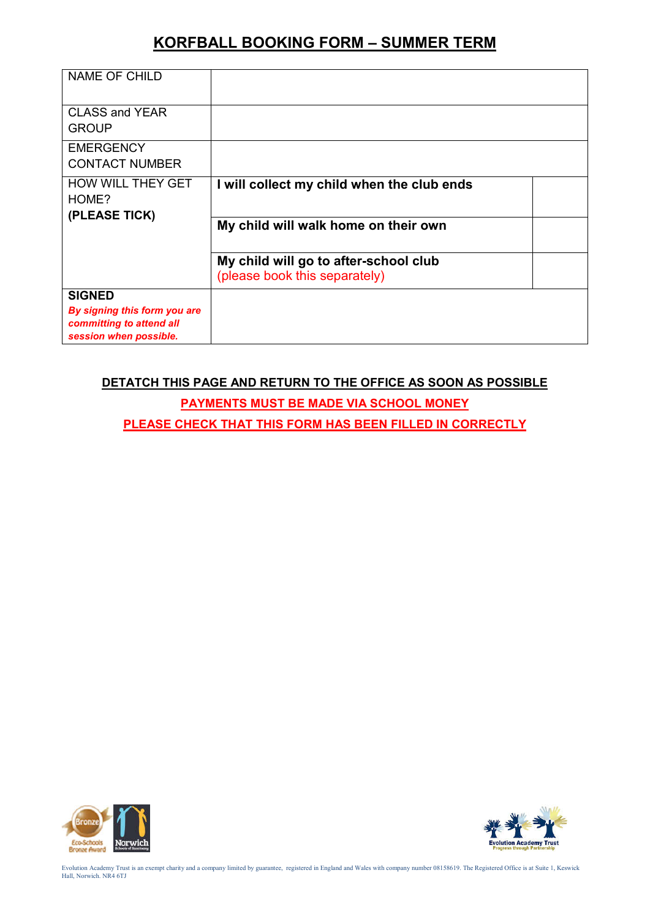# KORFBALL BOOKING FORM – SUMMER TERM

| | | |
|---|---|---|
| NAME OF CHILD | | |
| CLASS and YEAR GROUP | | |
| EMERGENCY CONTACT NUMBER | | |
| HOW WILL THEY GET HOME? **(PLEASE TICK)** | **I will collect my child when the club ends** | |
| | **My child will walk home on their own** | |
| | **My child will go to after-school club** (please book this separately) | |
| **SIGNED** ***By signing this form you are committing to attend all session when possible.*** | | |

**DETATCH THIS PAGE AND RETURN TO THE OFFICE AS SOON AS POSSIBLE**

**PAYMENTS MUST BE MADE VIA SCHOOL MONEY**

**PLEASE CHECK THAT THIS FORM HAS BEEN FILLED IN CORRECTLY**

Bronze Eco-Schools Bronze Award

Norwich Schools of Sanctuary

Evolution Academy Trust Progress through Partnership

Evolution Academy Trust is an exempt charity and a company limited by guarantee, registered in England and Wales with company number 08158619. The Registered Office is at Suite 1, Keswick Hall, Norwich. NR4 6TJ